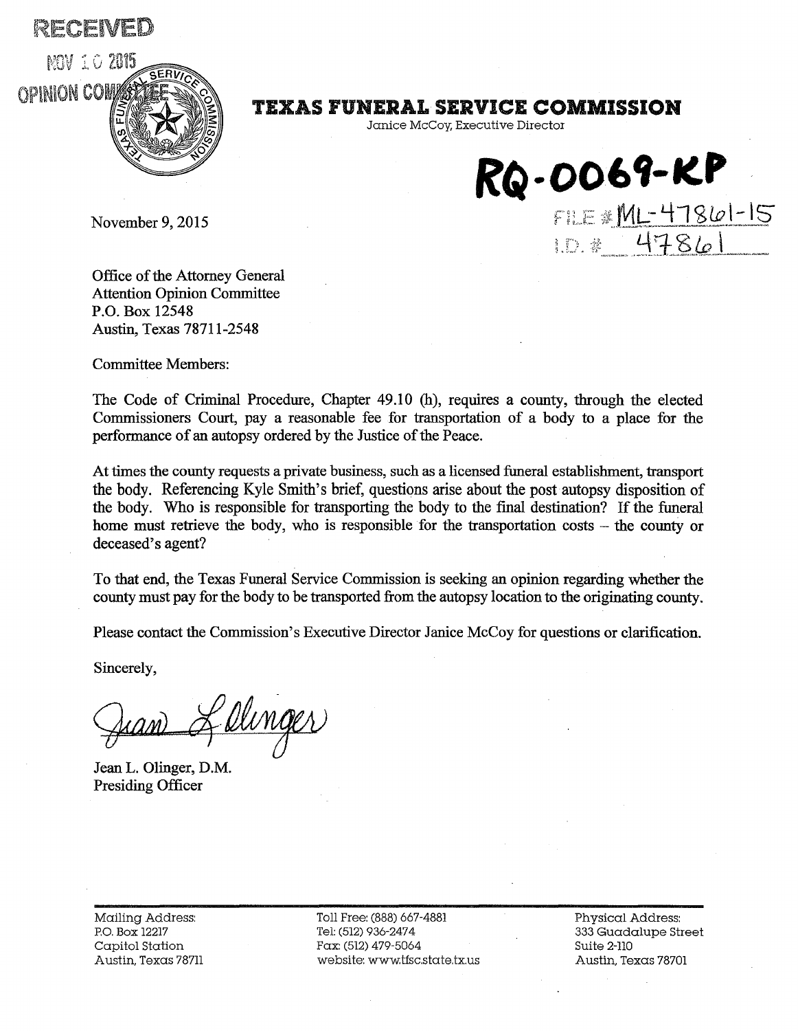RECEIVED

NOV 10 2015

OPINION COMMITTEE

# TEXAS FUNERAL SERVICE COMMISSION

Janice McCoy, Executive Director

**RQ-0069-KP**

FILE # ML-47861-15
I.D. # 47861

November 9, 2015

Office of the Attorney General
Attention Opinion Committee
P.O. Box 12548
Austin, Texas 78711-2548

Committee Members:

The Code of Criminal Procedure, Chapter 49.10 (h), requires a county, through the elected Commissioners Court, pay a reasonable fee for transportation of a body to a place for the performance of an autopsy ordered by the Justice of the Peace.

At times the county requests a private business, such as a licensed funeral establishment, transport the body. Referencing Kyle Smith's brief, questions arise about the post autopsy disposition of the body. Who is responsible for transporting the body to the final destination? If the funeral home must retrieve the body, who is responsible for the transportation costs – the county or deceased's agent?

To that end, the Texas Funeral Service Commission is seeking an opinion regarding whether the county must pay for the body to be transported from the autopsy location to the originating county.

Please contact the Commission's Executive Director Janice McCoy for questions or clarification.

Sincerely,

Jean L. Olinger

Jean L. Olinger, D.M.
Presiding Officer

Mailing Address:
P.O. Box 12217
Capitol Station
Austin, Texas 78711

Toll Free: (888) 667-4881
Tel: (512) 936-2474
Fax: (512) 479-5064
website: www.tfsc.state.tx.us

Physical Address:
333 Guadalupe Street
Suite 2-110
Austin, Texas 78701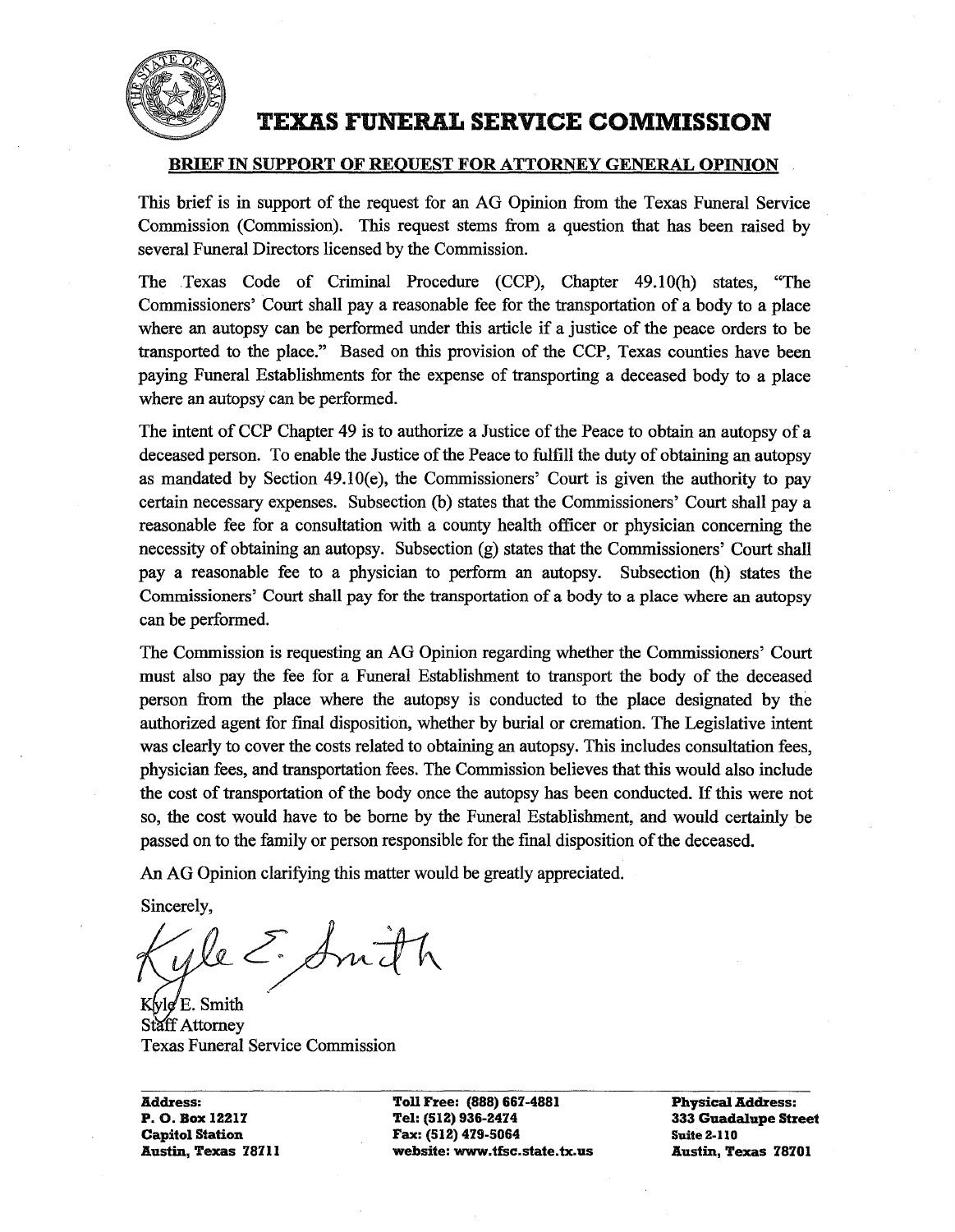# TEXAS FUNERAL SERVICE COMMISSION

**BRIEF IN SUPPORT OF REQUEST FOR ATTORNEY GENERAL OPINION**

This brief is in support of the request for an AG Opinion from the Texas Funeral Service Commission (Commission). This request stems from a question that has been raised by several Funeral Directors licensed by the Commission.

The Texas Code of Criminal Procedure (CCP), Chapter 49.10(h) states, "The Commissioners' Court shall pay a reasonable fee for the transportation of a body to a place where an autopsy can be performed under this article if a justice of the peace orders to be transported to the place." Based on this provision of the CCP, Texas counties have been paying Funeral Establishments for the expense of transporting a deceased body to a place where an autopsy can be performed.

The intent of CCP Chapter 49 is to authorize a Justice of the Peace to obtain an autopsy of a deceased person. To enable the Justice of the Peace to fulfill the duty of obtaining an autopsy as mandated by Section 49.10(e), the Commissioners' Court is given the authority to pay certain necessary expenses. Subsection (b) states that the Commissioners' Court shall pay a reasonable fee for a consultation with a county health officer or physician concerning the necessity of obtaining an autopsy. Subsection (g) states that the Commissioners' Court shall pay a reasonable fee to a physician to perform an autopsy. Subsection (h) states the Commissioners' Court shall pay for the transportation of a body to a place where an autopsy can be performed.

The Commission is requesting an AG Opinion regarding whether the Commissioners' Court must also pay the fee for a Funeral Establishment to transport the body of the deceased person from the place where the autopsy is conducted to the place designated by the authorized agent for final disposition, whether by burial or cremation. The Legislative intent was clearly to cover the costs related to obtaining an autopsy. This includes consultation fees, physician fees, and transportation fees. The Commission believes that this would also include the cost of transportation of the body once the autopsy has been conducted. If this were not so, the cost would have to be borne by the Funeral Establishment, and would certainly be passed on to the family or person responsible for the final disposition of the deceased.

An AG Opinion clarifying this matter would be greatly appreciated.

Sincerely,

Kyle E. Smith

Kyle E. Smith
Staff Attorney
Texas Funeral Service Commission

**Address:**
**P. O. Box 12217**
**Capitol Station**
**Austin, Texas 78711**

**Toll Free: (888) 667-4881**
**Tel: (512) 936-2474**
**Fax: (512) 479-5064**
**website: www.tfsc.state.tx.us**

**Physical Address:**
**333 Guadalupe Street**
**Suite 2-110**
**Austin, Texas 78701**